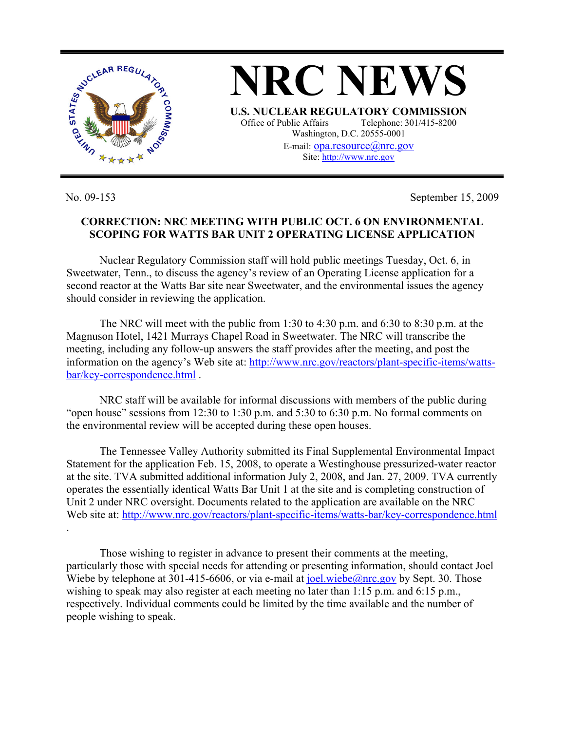# NRC NEWS

**U.S. NUCLEAR REGULATORY COMMISSION**
Office of Public Affairs Telephone: 301/415-8200
Washington, D.C. 20555-0001
E-mail: opa.resource@nrc.gov
Site: http://www.nrc.gov

No. 09-153 September 15, 2009

## CORRECTION: NRC MEETING WITH PUBLIC OCT. 6 ON ENVIRONMENTAL SCOPING FOR WATTS BAR UNIT 2 OPERATING LICENSE APPLICATION

Nuclear Regulatory Commission staff will hold public meetings Tuesday, Oct. 6, in Sweetwater, Tenn., to discuss the agency's review of an Operating License application for a second reactor at the Watts Bar site near Sweetwater, and the environmental issues the agency should consider in reviewing the application.

The NRC will meet with the public from 1:30 to 4:30 p.m. and 6:30 to 8:30 p.m. at the Magnuson Hotel, 1421 Murrays Chapel Road in Sweetwater. The NRC will transcribe the meeting, including any follow-up answers the staff provides after the meeting, and post the information on the agency's Web site at: http://www.nrc.gov/reactors/plant-specific-items/watts-bar/key-correspondence.html .

NRC staff will be available for informal discussions with members of the public during "open house" sessions from 12:30 to 1:30 p.m. and 5:30 to 6:30 p.m. No formal comments on the environmental review will be accepted during these open houses.

The Tennessee Valley Authority submitted its Final Supplemental Environmental Impact Statement for the application Feb. 15, 2008, to operate a Westinghouse pressurized-water reactor at the site. TVA submitted additional information July 2, 2008, and Jan. 27, 2009. TVA currently operates the essentially identical Watts Bar Unit 1 at the site and is completing construction of Unit 2 under NRC oversight. Documents related to the application are available on the NRC Web site at: http://www.nrc.gov/reactors/plant-specific-items/watts-bar/key-correspondence.html .

Those wishing to register in advance to present their comments at the meeting, particularly those with special needs for attending or presenting information, should contact Joel Wiebe by telephone at 301-415-6606, or via e-mail at joel.wiebe@nrc.gov by Sept. 30. Those wishing to speak may also register at each meeting no later than 1:15 p.m. and 6:15 p.m., respectively. Individual comments could be limited by the time available and the number of people wishing to speak.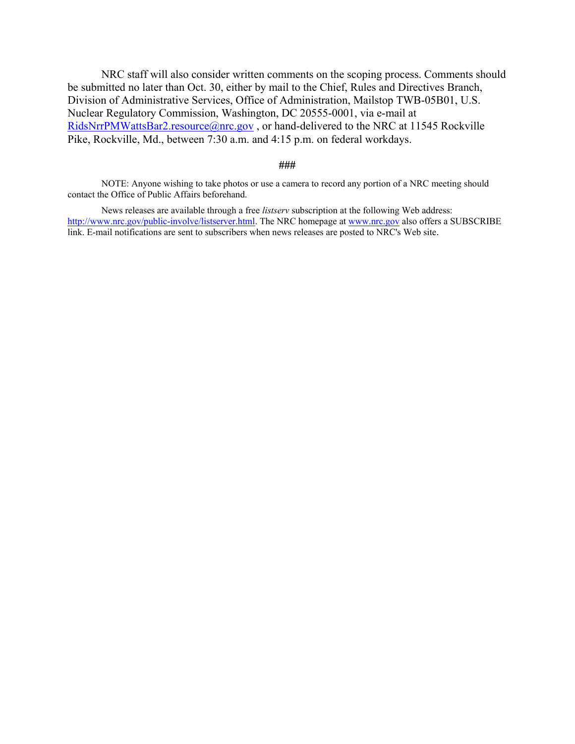NRC staff will also consider written comments on the scoping process. Comments should be submitted no later than Oct. 30, either by mail to the Chief, Rules and Directives Branch, Division of Administrative Services, Office of Administration, Mailstop TWB-05B01, U.S. Nuclear Regulatory Commission, Washington, DC 20555-0001, via e-mail at RidsNrrPMWattsBar2.resource@nrc.gov , or hand-delivered to the NRC at 11545 Rockville Pike, Rockville, Md., between 7:30 a.m. and 4:15 p.m. on federal workdays.

###

NOTE: Anyone wishing to take photos or use a camera to record any portion of a NRC meeting should contact the Office of Public Affairs beforehand.

News releases are available through a free *listserv* subscription at the following Web address: http://www.nrc.gov/public-involve/listserver.html. The NRC homepage at www.nrc.gov also offers a SUBSCRIBE link. E-mail notifications are sent to subscribers when news releases are posted to NRC's Web site.